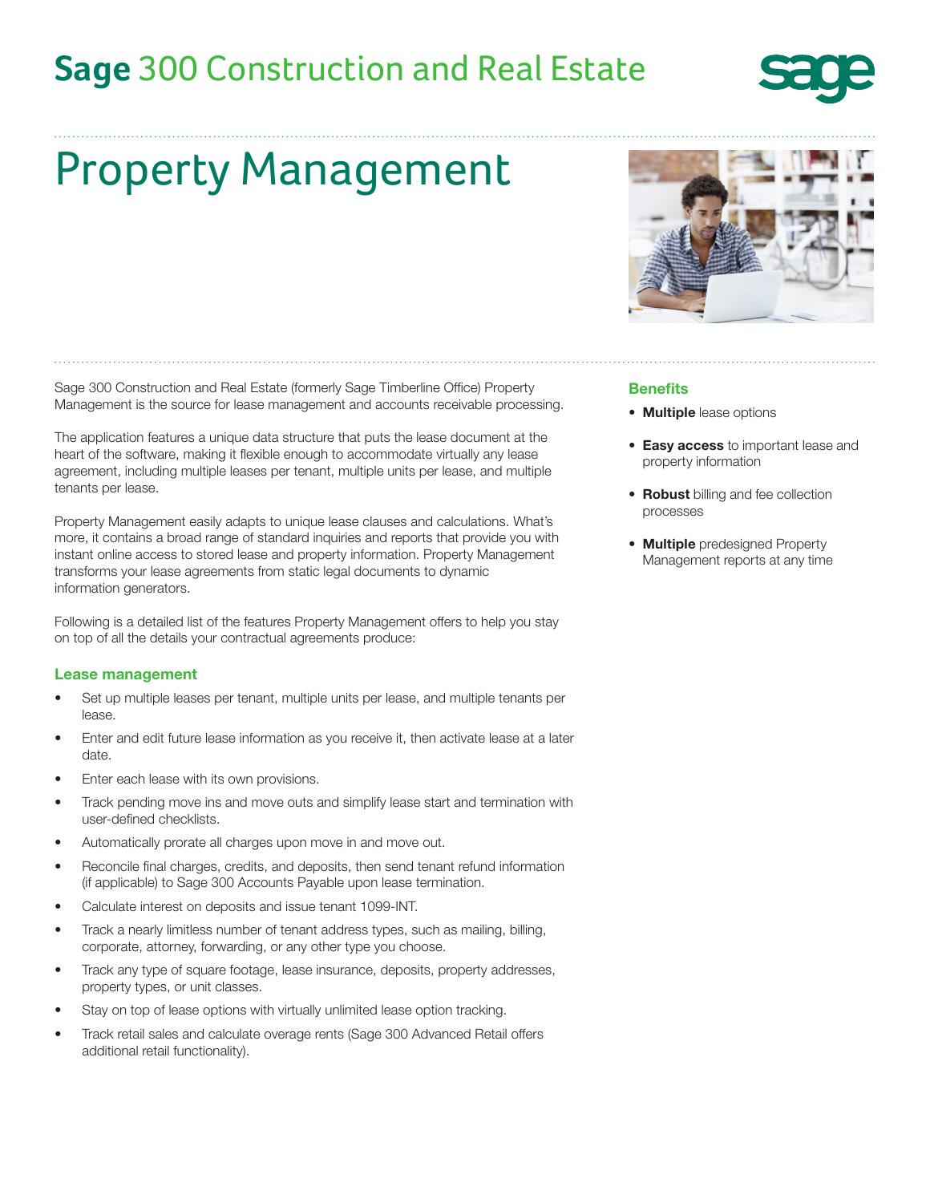# Sage 300 Construction and Real Estate

# Property Management

Sage 300 Construction and Real Estate (formerly Sage Timberline Office) Property Management is the source for lease management and accounts receivable processing.

The application features a unique data structure that puts the lease document at the heart of the software, making it flexible enough to accommodate virtually any lease agreement, including multiple leases per tenant, multiple units per lease, and multiple tenants per lease.

Property Management easily adapts to unique lease clauses and calculations. What's more, it contains a broad range of standard inquiries and reports that provide you with instant online access to stored lease and property information. Property Management transforms your lease agreements from static legal documents to dynamic information generators.

Following is a detailed list of the features Property Management offers to help you stay on top of all the details your contractual agreements produce:

## Lease management

- Set up multiple leases per tenant, multiple units per lease, and multiple tenants per lease.
- Enter and edit future lease information as you receive it, then activate lease at a later date.
- Enter each lease with its own provisions.
- Track pending move ins and move outs and simplify lease start and termination with user-defined checklists.
- Automatically prorate all charges upon move in and move out.
- Reconcile final charges, credits, and deposits, then send tenant refund information (if applicable) to Sage 300 Accounts Payable upon lease termination.
- Calculate interest on deposits and issue tenant 1099-INT.
- Track a nearly limitless number of tenant address types, such as mailing, billing, corporate, attorney, forwarding, or any other type you choose.
- Track any type of square footage, lease insurance, deposits, property addresses, property types, or unit classes.
- Stay on top of lease options with virtually unlimited lease option tracking.
- Track retail sales and calculate overage rents (Sage 300 Advanced Retail offers additional retail functionality).

## Benefits

- **Multiple** lease options
- **Easy access** to important lease and property information
- **Robust** billing and fee collection processes
- **Multiple** predesigned Property Management reports at any time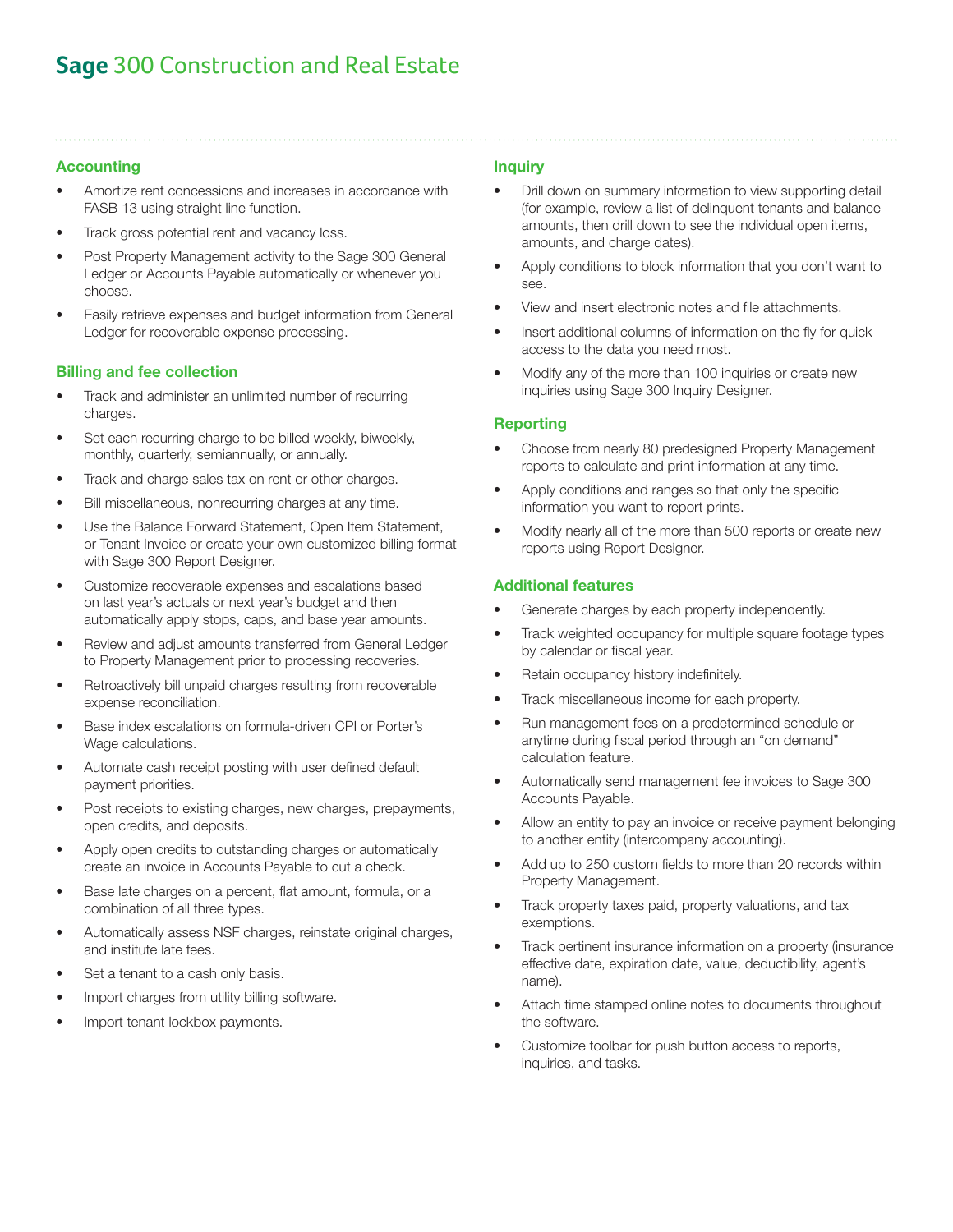# Sage 300 Construction and Real Estate

## Accounting

- Amortize rent concessions and increases in accordance with FASB 13 using straight line function.
- Track gross potential rent and vacancy loss.
- Post Property Management activity to the Sage 300 General Ledger or Accounts Payable automatically or whenever you choose.
- Easily retrieve expenses and budget information from General Ledger for recoverable expense processing.

## Billing and fee collection

- Track and administer an unlimited number of recurring charges.
- Set each recurring charge to be billed weekly, biweekly, monthly, quarterly, semiannually, or annually.
- Track and charge sales tax on rent or other charges.
- Bill miscellaneous, nonrecurring charges at any time.
- Use the Balance Forward Statement, Open Item Statement, or Tenant Invoice or create your own customized billing format with Sage 300 Report Designer.
- Customize recoverable expenses and escalations based on last year's actuals or next year's budget and then automatically apply stops, caps, and base year amounts.
- Review and adjust amounts transferred from General Ledger to Property Management prior to processing recoveries.
- Retroactively bill unpaid charges resulting from recoverable expense reconciliation.
- Base index escalations on formula-driven CPI or Porter's Wage calculations.
- Automate cash receipt posting with user defined default payment priorities.
- Post receipts to existing charges, new charges, prepayments, open credits, and deposits.
- Apply open credits to outstanding charges or automatically create an invoice in Accounts Payable to cut a check.
- Base late charges on a percent, flat amount, formula, or a combination of all three types.
- Automatically assess NSF charges, reinstate original charges, and institute late fees.
- Set a tenant to a cash only basis.
- Import charges from utility billing software.
- Import tenant lockbox payments.

## Inquiry

- Drill down on summary information to view supporting detail (for example, review a list of delinquent tenants and balance amounts, then drill down to see the individual open items, amounts, and charge dates).
- Apply conditions to block information that you don't want to see.
- View and insert electronic notes and file attachments.
- Insert additional columns of information on the fly for quick access to the data you need most.
- Modify any of the more than 100 inquiries or create new inquiries using Sage 300 Inquiry Designer.

## Reporting

- Choose from nearly 80 predesigned Property Management reports to calculate and print information at any time.
- Apply conditions and ranges so that only the specific information you want to report prints.
- Modify nearly all of the more than 500 reports or create new reports using Report Designer.

## Additional features

- Generate charges by each property independently.
- Track weighted occupancy for multiple square footage types by calendar or fiscal year.
- Retain occupancy history indefinitely.
- Track miscellaneous income for each property.
- Run management fees on a predetermined schedule or anytime during fiscal period through an "on demand" calculation feature.
- Automatically send management fee invoices to Sage 300 Accounts Payable.
- Allow an entity to pay an invoice or receive payment belonging to another entity (intercompany accounting).
- Add up to 250 custom fields to more than 20 records within Property Management.
- Track property taxes paid, property valuations, and tax exemptions.
- Track pertinent insurance information on a property (insurance effective date, expiration date, value, deductibility, agent's name).
- Attach time stamped online notes to documents throughout the software.
- Customize toolbar for push button access to reports, inquiries, and tasks.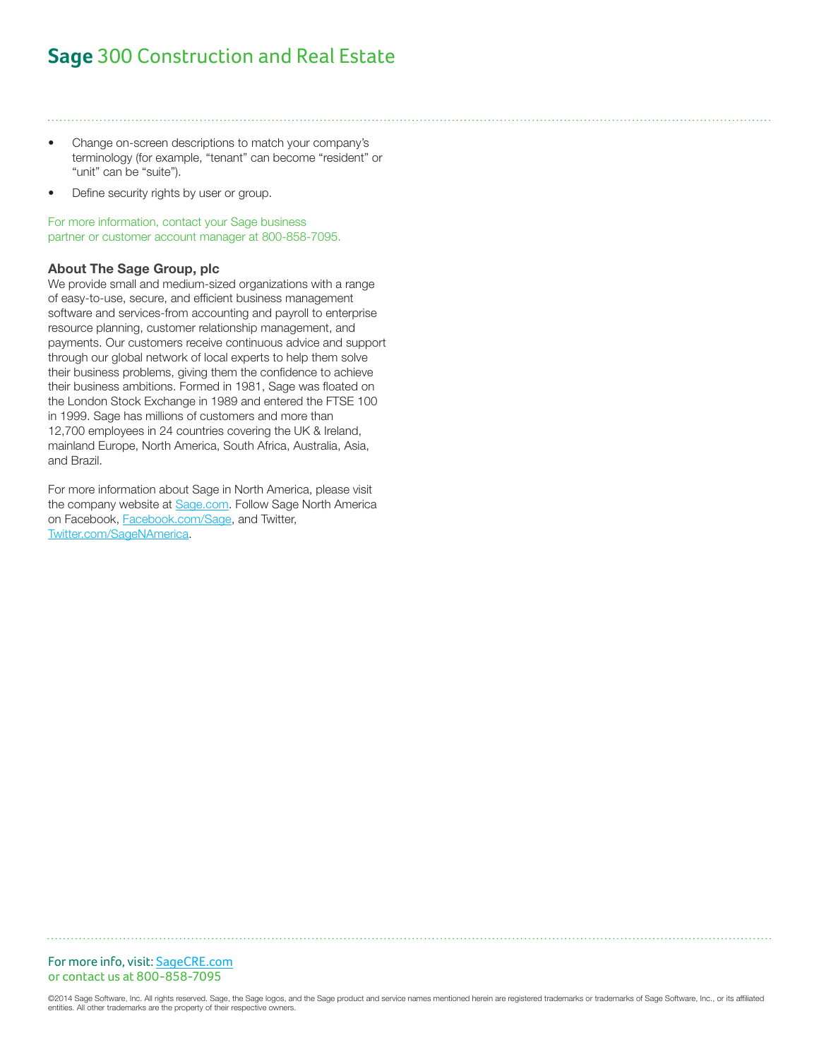- Change on-screen descriptions to match your company's terminology (for example, "tenant" can become "resident" or "unit" can be "suite").
- Define security rights by user or group.

For more information, contact your Sage business partner or customer account manager at 800-858-7095.

**About The Sage Group, plc**

We provide small and medium-sized organizations with a range of easy-to-use, secure, and efficient business management software and services-from accounting and payroll to enterprise resource planning, customer relationship management, and payments. Our customers receive continuous advice and support through our global network of local experts to help them solve their business problems, giving them the confidence to achieve their business ambitions. Formed in 1981, Sage was floated on the London Stock Exchange in 1989 and entered the FTSE 100 in 1999. Sage has millions of customers and more than 12,700 employees in 24 countries covering the UK & Ireland, mainland Europe, North America, South Africa, Australia, Asia, and Brazil.

For more information about Sage in North America, please visit the company website at Sage.com. Follow Sage North America on Facebook, Facebook.com/Sage, and Twitter, Twitter.com/SageNAmerica.

For more info, visit: SageCRE.com
or contact us at 800-858-7095

©2014 Sage Software, Inc. All rights reserved. Sage, the Sage logos, and the Sage product and service names mentioned herein are registered trademarks or trademarks of Sage Software, Inc., or its affiliated entities. All other trademarks are the property of their respective owners.